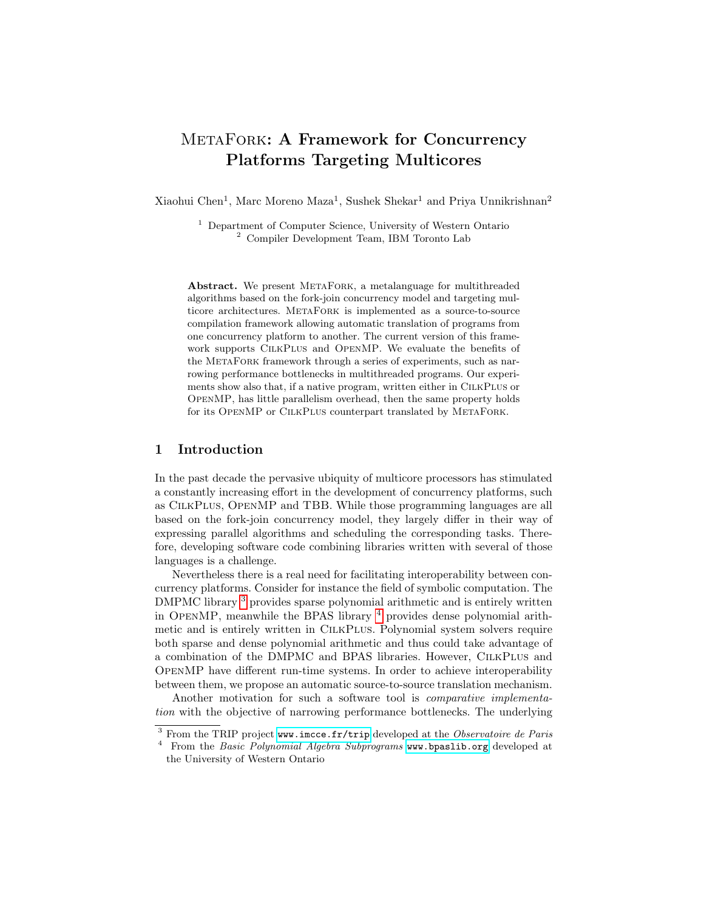# MetaFork: A Framework for Concurrency Platforms Targeting Multicores

Xiaohui Chen[1], Marc Moreno Maza[1], Sushek Shekar[1] and Priya Unnikrishnan[2]

[1] Department of Computer Science, University of Western Ontario
[2] Compiler Development Team, IBM Toronto Lab

**Abstract.** We present MetaFork, a metalanguage for multithreaded algorithms based on the fork-join concurrency model and targeting multicore architectures. MetaFork is implemented as a source-to-source compilation framework allowing automatic translation of programs from one concurrency platform to another. The current version of this framework supports CilkPlus and OpenMP. We evaluate the benefits of the MetaFork framework through a series of experiments, such as narrowing performance bottlenecks in multithreaded programs. Our experiments show also that, if a native program, written either in CilkPlus or OpenMP, has little parallelism overhead, then the same property holds for its OpenMP or CilkPlus counterpart translated by MetaFork.

## 1 Introduction

In the past decade the pervasive ubiquity of multicore processors has stimulated a constantly increasing effort in the development of concurrency platforms, such as CilkPlus, OpenMP and TBB. While those programming languages are all based on the fork-join concurrency model, they largely differ in their way of expressing parallel algorithms and scheduling the corresponding tasks. Therefore, developing software code combining libraries written with several of those languages is a challenge.

Nevertheless there is a real need for facilitating interoperability between concurrency platforms. Consider for instance the field of symbolic computation. The DMPMC library [3] provides sparse polynomial arithmetic and is entirely written in OpenMP, meanwhile the BPAS library [4] provides dense polynomial arithmetic and is entirely written in CilkPlus. Polynomial system solvers require both sparse and dense polynomial arithmetic and thus could take advantage of a combination of the DMPMC and BPAS libraries. However, CilkPlus and OpenMP have different run-time systems. In order to achieve interoperability between them, we propose an automatic source-to-source translation mechanism.

Another motivation for such a software tool is *comparative implementation* with the objective of narrowing performance bottlenecks. The underlying

[3] From the TRIP project www.imcce.fr/trip developed at the *Observatoire de Paris*

[4] From the *Basic Polynomial Algebra Subprograms* www.bpaslib.org developed at the University of Western Ontario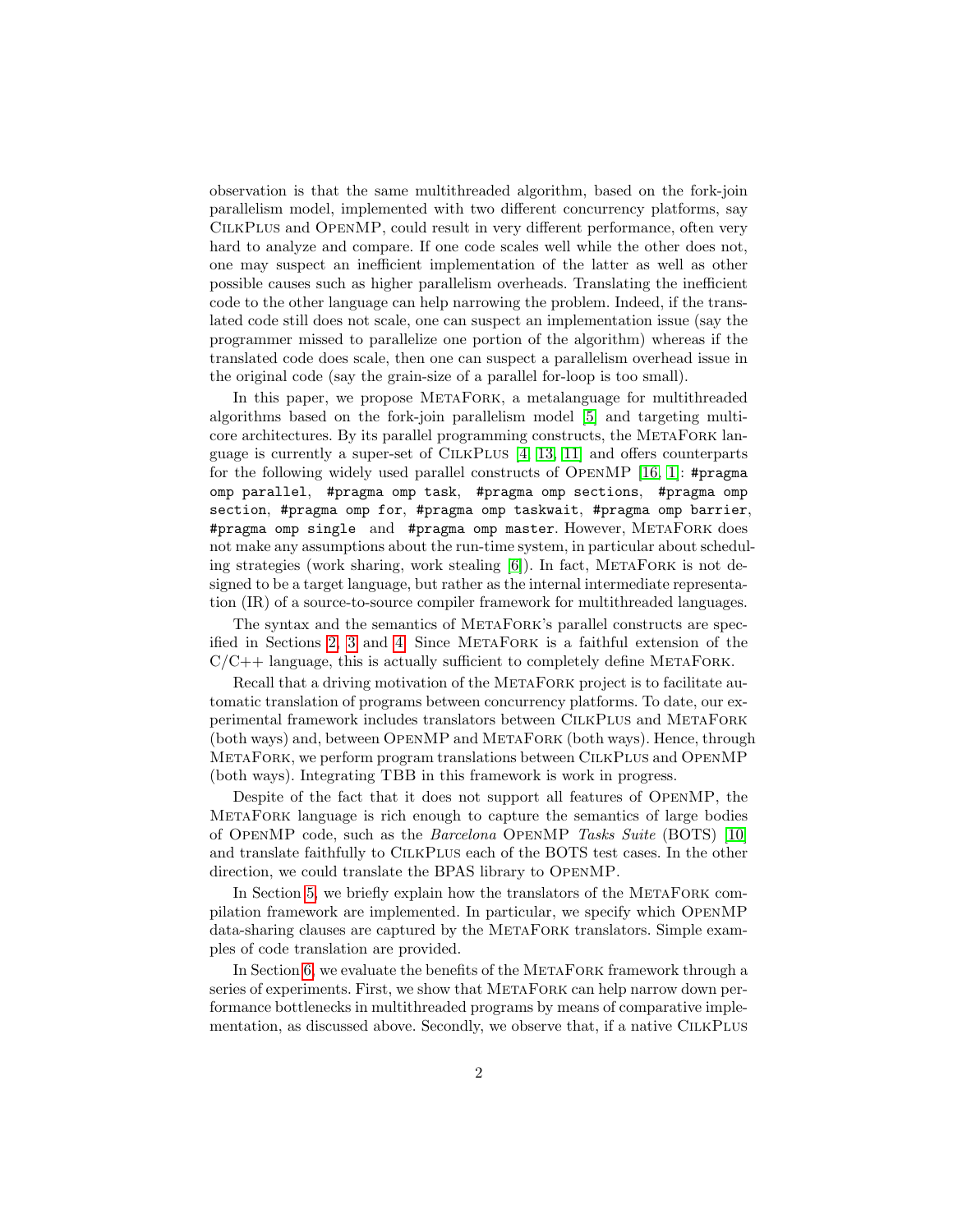observation is that the same multithreaded algorithm, based on the fork-join parallelism model, implemented with two different concurrency platforms, say CilkPlus and OpenMP, could result in very different performance, often very hard to analyze and compare. If one code scales well while the other does not, one may suspect an inefficient implementation of the latter as well as other possible causes such as higher parallelism overheads. Translating the inefficient code to the other language can help narrowing the problem. Indeed, if the translated code still does not scale, one can suspect an implementation issue (say the programmer missed to parallelize one portion of the algorithm) whereas if the translated code does scale, then one can suspect a parallelism overhead issue in the original code (say the grain-size of a parallel for-loop is too small).

In this paper, we propose MetaFork, a metalanguage for multithreaded algorithms based on the fork-join parallelism model [5] and targeting multicore architectures. By its parallel programming constructs, the MetaFork language is currently a super-set of CilkPlus [4, 13, 11] and offers counterparts for the following widely used parallel constructs of OpenMP [16, 1]: `#pragma omp parallel`, `#pragma omp task`, `#pragma omp sections`, `#pragma omp section`, `#pragma omp for`, `#pragma omp taskwait`, `#pragma omp barrier`, `#pragma omp single` and `#pragma omp master`. However, MetaFork does not make any assumptions about the run-time system, in particular about scheduling strategies (work sharing, work stealing [6]). In fact, MetaFork is not designed to be a target language, but rather as the internal intermediate representation (IR) of a source-to-source compiler framework for multithreaded languages.

The syntax and the semantics of MetaFork's parallel constructs are specified in Sections 2, 3 and 4. Since MetaFork is a faithful extension of the C/C++ language, this is actually sufficient to completely define MetaFork.

Recall that a driving motivation of the MetaFork project is to facilitate automatic translation of programs between concurrency platforms. To date, our experimental framework includes translators between CilkPlus and MetaFork (both ways) and, between OpenMP and MetaFork (both ways). Hence, through MetaFork, we perform program translations between CilkPlus and OpenMP (both ways). Integrating TBB in this framework is work in progress.

Despite of the fact that it does not support all features of OpenMP, the MetaFork language is rich enough to capture the semantics of large bodies of OpenMP code, such as the *Barcelona* OpenMP *Tasks Suite* (BOTS) [10] and translate faithfully to CilkPlus each of the BOTS test cases. In the other direction, we could translate the BPAS library to OpenMP.

In Section 5, we briefly explain how the translators of the MetaFork compilation framework are implemented. In particular, we specify which OpenMP data-sharing clauses are captured by the MetaFork translators. Simple examples of code translation are provided.

In Section 6, we evaluate the benefits of the MetaFork framework through a series of experiments. First, we show that MetaFork can help narrow down performance bottlenecks in multithreaded programs by means of comparative implementation, as discussed above. Secondly, we observe that, if a native CilkPlus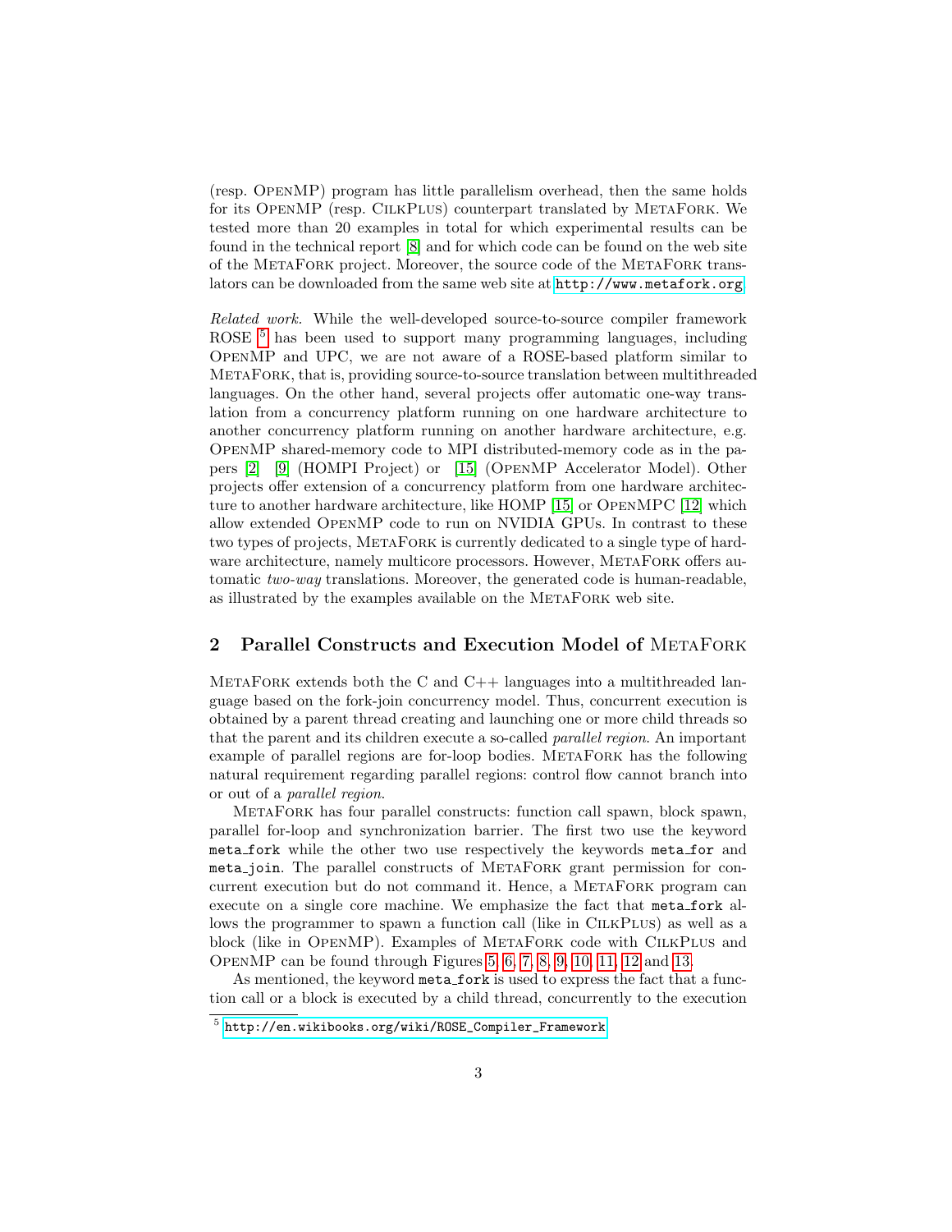(resp. OpenMP) program has little parallelism overhead, then the same holds for its OpenMP (resp. CilkPlus) counterpart translated by MetaFork. We tested more than 20 examples in total for which experimental results can be found in the technical report [8] and for which code can be found on the web site of the MetaFork project. Moreover, the source code of the MetaFork translators can be downloaded from the same web site at http://www.metafork.org.

*Related work.* While the well-developed source-to-source compiler framework ROSE [5] has been used to support many programming languages, including OpenMP and UPC, we are not aware of a ROSE-based platform similar to MetaFork, that is, providing source-to-source translation between multithreaded languages. On the other hand, several projects offer automatic one-way translation from a concurrency platform running on one hardware architecture to another concurrency platform running on another hardware architecture, e.g. OpenMP shared-memory code to MPI distributed-memory code as in the papers [2] [9] (HOMPI Project) or [15] (OpenMP Accelerator Model). Other projects offer extension of a concurrency platform from one hardware architecture to another hardware architecture, like HOMP [15] or OpenMPC [12] which allow extended OpenMP code to run on NVIDIA GPUs. In contrast to these two types of projects, MetaFork is currently dedicated to a single type of hardware architecture, namely multicore processors. However, MetaFork offers automatic *two-way* translations. Moreover, the generated code is human-readable, as illustrated by the examples available on the MetaFork web site.

## 2 Parallel Constructs and Execution Model of MetaFork

MetaFork extends both the C and C++ languages into a multithreaded language based on the fork-join concurrency model. Thus, concurrent execution is obtained by a parent thread creating and launching one or more child threads so that the parent and its children execute a so-called *parallel region*. An important example of parallel regions are for-loop bodies. MetaFork has the following natural requirement regarding parallel regions: control flow cannot branch into or out of a *parallel region*.

MetaFork has four parallel constructs: function call spawn, block spawn, parallel for-loop and synchronization barrier. The first two use the keyword `meta_fork` while the other two use respectively the keywords `meta_for` and `meta_join`. The parallel constructs of MetaFork grant permission for concurrent execution but do not command it. Hence, a MetaFork program can execute on a single core machine. We emphasize the fact that `meta_fork` allows the programmer to spawn a function call (like in CilkPlus) as well as a block (like in OpenMP). Examples of MetaFork code with CilkPlus and OpenMP can be found through Figures 5, 6, 7, 8, 9, 10, 11, 12 and 13.

As mentioned, the keyword `meta_fork` is used to express the fact that a function call or a block is executed by a child thread, concurrently to the execution

[5] http://en.wikibooks.org/wiki/ROSE_Compiler_Framework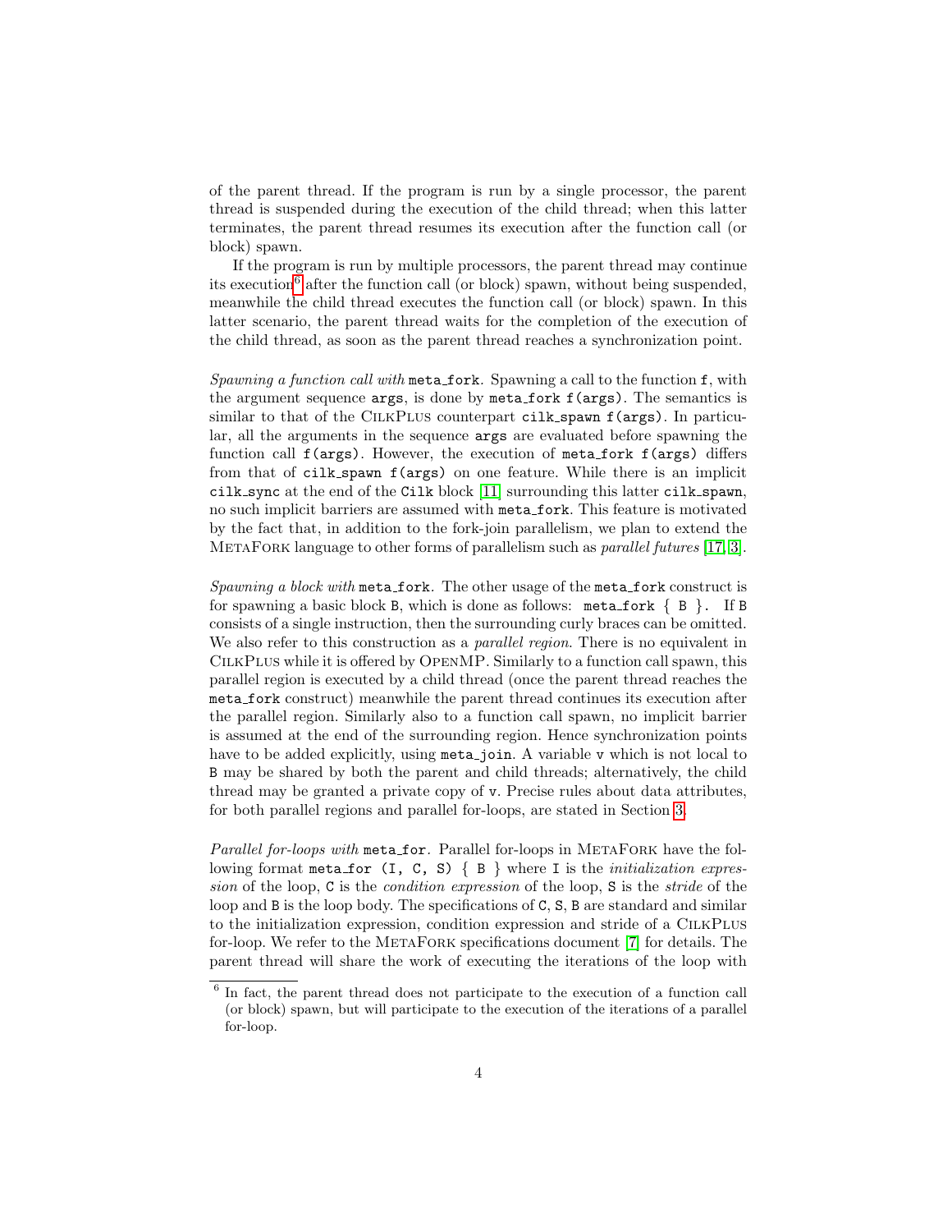of the parent thread. If the program is run by a single processor, the parent thread is suspended during the execution of the child thread; when this latter terminates, the parent thread resumes its execution after the function call (or block) spawn.

If the program is run by multiple processors, the parent thread may continue its execution[6] after the function call (or block) spawn, without being suspended, meanwhile the child thread executes the function call (or block) spawn. In this latter scenario, the parent thread waits for the completion of the execution of the child thread, as soon as the parent thread reaches a synchronization point.

*Spawning a function call with* `meta_fork`. Spawning a call to the function `f`, with the argument sequence `args`, is done by `meta_fork f(args)`. The semantics is similar to that of the CilkPlus counterpart `cilk_spawn f(args)`. In particular, all the arguments in the sequence `args` are evaluated before spawning the function call `f(args)`. However, the execution of `meta_fork f(args)` differs from that of `cilk_spawn f(args)` on one feature. While there is an implicit `cilk_sync` at the end of the `Cilk` block [11] surrounding this latter `cilk_spawn`, no such implicit barriers are assumed with `meta_fork`. This feature is motivated by the fact that, in addition to the fork-join parallelism, we plan to extend the MetaFork language to other forms of parallelism such as *parallel futures* [17, 3].

*Spawning a block with* `meta_fork`. The other usage of the `meta_fork` construct is for spawning a basic block `B`, which is done as follows: `meta_fork { B }`. If `B` consists of a single instruction, then the surrounding curly braces can be omitted. We also refer to this construction as a *parallel region*. There is no equivalent in CilkPlus while it is offered by OpenMP. Similarly to a function call spawn, this parallel region is executed by a child thread (once the parent thread reaches the `meta_fork` construct) meanwhile the parent thread continues its execution after the parallel region. Similarly also to a function call spawn, no implicit barrier is assumed at the end of the surrounding region. Hence synchronization points have to be added explicitly, using `meta_join`. A variable `v` which is not local to `B` may be shared by both the parent and child threads; alternatively, the child thread may be granted a private copy of `v`. Precise rules about data attributes, for both parallel regions and parallel for-loops, are stated in Section 3.

*Parallel for-loops with* `meta_for`. Parallel for-loops in MetaFork have the following format `meta_for (I, C, S) { B }` where `I` is the *initialization expression* of the loop, `C` is the *condition expression* of the loop, `S` is the *stride* of the loop and `B` is the loop body. The specifications of `C`, `S`, `B` are standard and similar to the initialization expression, condition expression and stride of a CilkPlus for-loop. We refer to the MetaFork specifications document [7] for details. The parent thread will share the work of executing the iterations of the loop with

[6] In fact, the parent thread does not participate to the execution of a function call (or block) spawn, but will participate to the execution of the iterations of a parallel for-loop.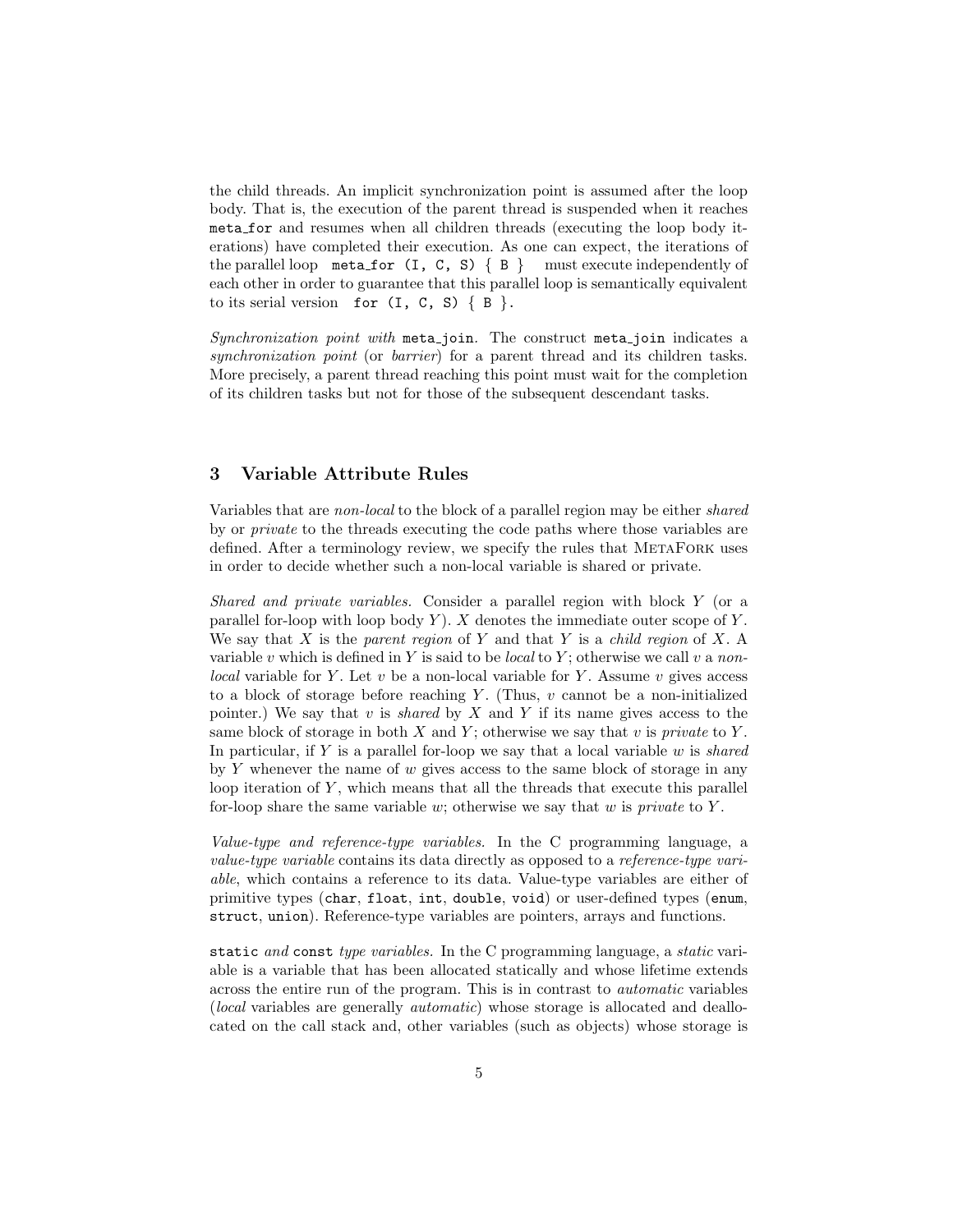the child threads. An implicit synchronization point is assumed after the loop body. That is, the execution of the parent thread is suspended when it reaches `meta_for` and resumes when all children threads (executing the loop body iterations) have completed their execution. As one can expect, the iterations of the parallel loop `meta_for (I, C, S) { B }` must execute independently of each other in order to guarantee that this parallel loop is semantically equivalent to its serial version `for (I, C, S) { B }`.

*Synchronization point with* `meta_join`. The construct `meta_join` indicates a *synchronization point* (or *barrier*) for a parent thread and its children tasks. More precisely, a parent thread reaching this point must wait for the completion of its children tasks but not for those of the subsequent descendant tasks.

## 3 Variable Attribute Rules

Variables that are *non-local* to the block of a parallel region may be either *shared* by or *private* to the threads executing the code paths where those variables are defined. After a terminology review, we specify the rules that MetaFork uses in order to decide whether such a non-local variable is shared or private.

*Shared and private variables.* Consider a parallel region with block $Y$ (or a parallel for-loop with loop body $Y$). $X$ denotes the immediate outer scope of $Y$. We say that $X$ is the *parent region* of $Y$ and that $Y$ is a *child region* of $X$. A variable $v$ which is defined in $Y$ is said to be *local* to $Y$; otherwise we call $v$ a *non-local* variable for $Y$. Let $v$ be a non-local variable for $Y$. Assume $v$ gives access to a block of storage before reaching $Y$. (Thus, $v$ cannot be a non-initialized pointer.) We say that $v$ is *shared* by $X$ and $Y$ if its name gives access to the same block of storage in both $X$ and $Y$; otherwise we say that $v$ is *private* to $Y$. In particular, if $Y$ is a parallel for-loop we say that a local variable $w$ is *shared* by $Y$ whenever the name of $w$ gives access to the same block of storage in any loop iteration of $Y$, which means that all the threads that execute this parallel for-loop share the same variable $w$; otherwise we say that $w$ is *private* to $Y$.

*Value-type and reference-type variables.* In the C programming language, a *value-type variable* contains its data directly as opposed to a *reference-type variable*, which contains a reference to its data. Value-type variables are either of primitive types (`char`, `float`, `int`, `double`, `void`) or user-defined types (`enum`, `struct`, `union`). Reference-type variables are pointers, arrays and functions.

`static` *and* `const` *type variables.* In the C programming language, a *static* variable is a variable that has been allocated statically and whose lifetime extends across the entire run of the program. This is in contrast to *automatic* variables (*local* variables are generally *automatic*) whose storage is allocated and deallocated on the call stack and, other variables (such as objects) whose storage is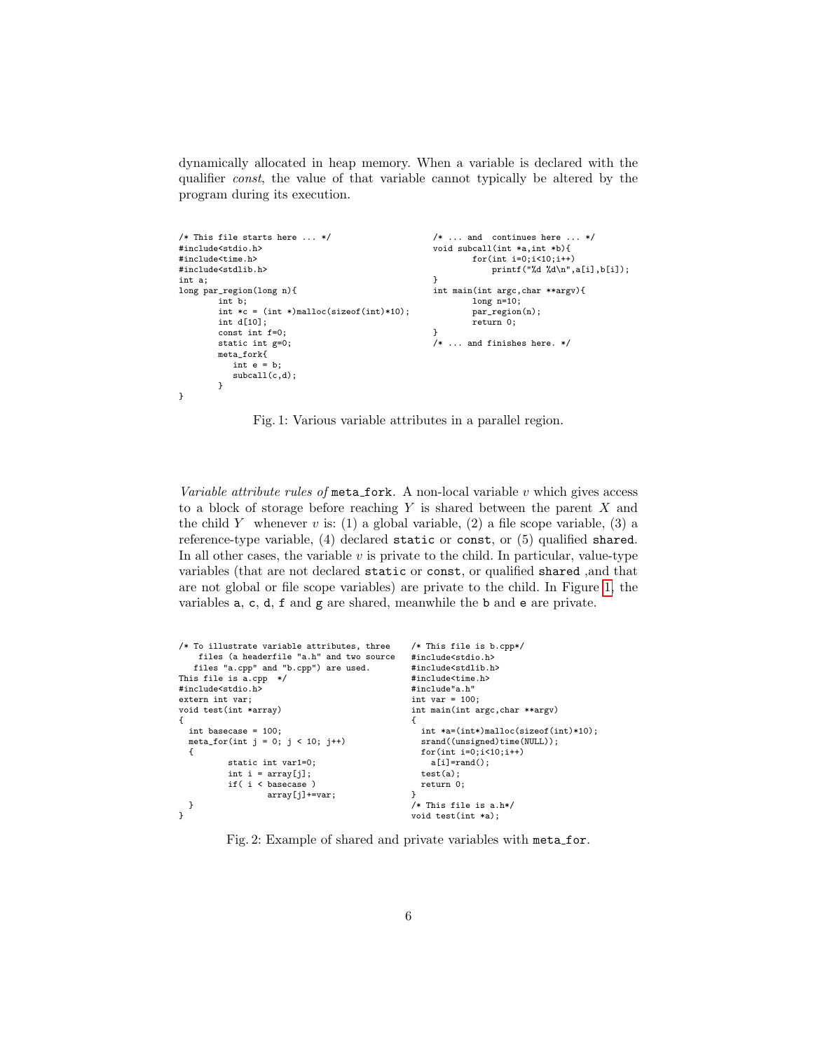dynamically allocated in heap memory. When a variable is declared with the qualifier *const*, the value of that variable cannot typically be altered by the program during its execution.

```
/* This file starts here ... */
#include<stdio.h>
#include<time.h>
#include<stdlib.h>
int a;
long par_region(long n){
        int b;
        int *c = (int *)malloc(sizeof(int)*10);
        int d[10];
        const int f=0;
        static int g=0;
        meta_fork{
           int e = b;
           subcall(c,d);
        }
}
```

```
/* ... and  continues here ... */
void subcall(int *a,int *b){
        for(int i=0;i<10;i++)
            printf("%d %d\n",a[i],b[i]);
}
int main(int argc,char **argv){
        long n=10;
        par_region(n);
        return 0;
}
/* ... and finishes here. */
```

Fig. 1: Various variable attributes in a parallel region.

*Variable attribute rules of* `meta_fork`. A non-local variable $v$ which gives access to a block of storage before reaching $Y$ is shared between the parent $X$ and the child $Y$ whenever $v$ is: (1) a global variable, (2) a file scope variable, (3) a reference-type variable, (4) declared `static` or `const`, or (5) qualified `shared`. In all other cases, the variable $v$ is private to the child. In particular, value-type variables (that are not declared `static` or `const`, or qualified `shared` ,and that are not global or file scope variables) are private to the child. In Figure 1, the variables `a`, `c`, `d`, `f` and `g` are shared, meanwhile the `b` and `e` are private.

```
/* To illustrate variable attributes, three
    files (a headerfile "a.h" and two source
   files "a.cpp" and "b.cpp") are used.
This file is a.cpp  */
#include<stdio.h>
extern int var;
void test(int *array)
{
  int basecase = 100;
  meta_for(int j = 0; j < 10; j++)
  {
         static int var1=0;
         int i = array[j];
         if( i < basecase )
                 array[j]+=var;
  }
}
```

```
/* This file is b.cpp*/
#include<stdio.h>
#include<stdlib.h>
#include<time.h>
#include"a.h"
int var = 100;
int main(int argc,char **argv)
{
  int *a=(int*)malloc(sizeof(int)*10);
  srand((unsigned)time(NULL));
  for(int i=0;i<10;i++)
    a[i]=rand();
  test(a);
  return 0;
}
/* This file is a.h*/
void test(int *a);
```

Fig. 2: Example of shared and private variables with `meta_for`.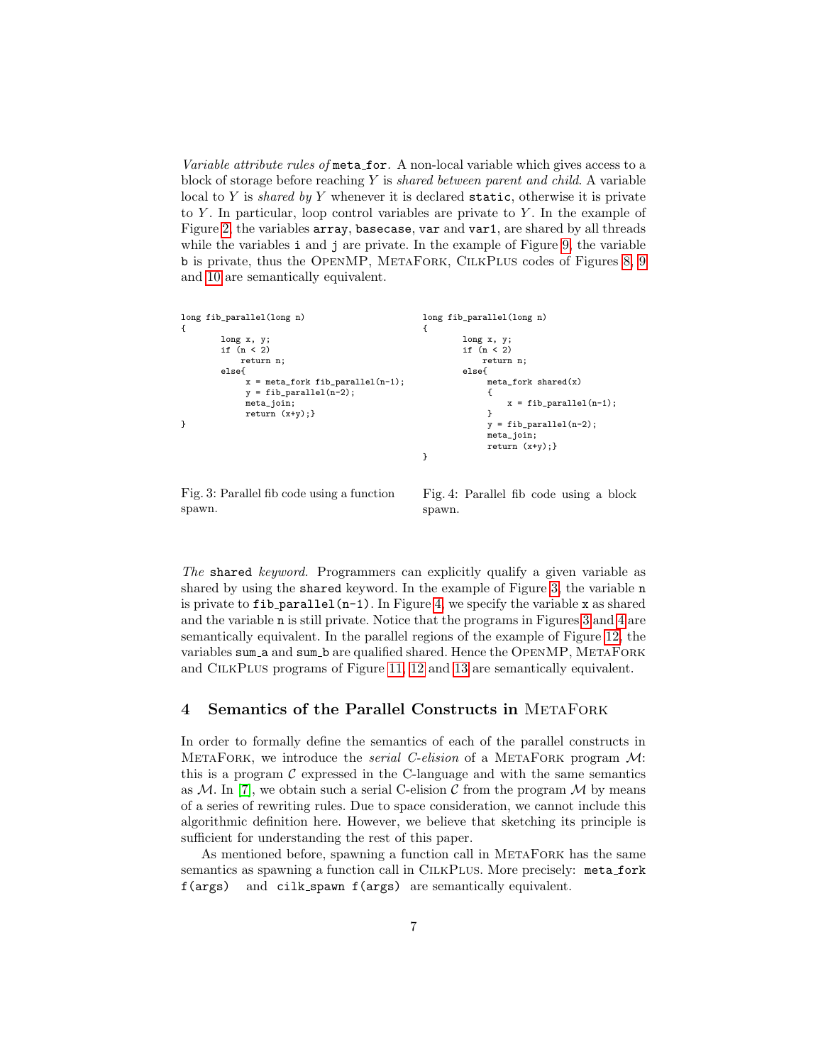*Variable attribute rules of* `meta_for`. A non-local variable which gives access to a block of storage before reaching $Y$ is *shared between parent and child*. A variable local to $Y$ is *shared by* $Y$ whenever it is declared `static`, otherwise it is private to $Y$. In particular, loop control variables are private to $Y$. In the example of Figure 2, the variables `array`, `basecase`, `var` and `var1`, are shared by all threads while the variables `i` and `j` are private. In the example of Figure 9, the variable `b` is private, thus the OpenMP, MetaFork, CilkPlus codes of Figures 8, 9 and 10 are semantically equivalent.

```
long fib_parallel(long n)
{
        long x, y;
        if (n < 2)
            return n;
        else{
             x = meta_fork fib_parallel(n-1);
             y = fib_parallel(n-2);
             meta_join;
             return (x+y);}
}
```

Fig. 3: Parallel fib code using a function spawn.

```
long fib_parallel(long n)
{
        long x, y;
        if (n < 2)
            return n;
        else{
             meta_fork shared(x)
             {
                 x = fib_parallel(n-1);
             }
             y = fib_parallel(n-2);
             meta_join;
             return (x+y);}
}
```

Fig. 4: Parallel fib code using a block spawn.

*The* `shared` *keyword.* Programmers can explicitly qualify a given variable as shared by using the `shared` keyword. In the example of Figure 3, the variable `n` is private to `fib_parallel(n-1)`. In Figure 4, we specify the variable `x` as shared and the variable `n` is still private. Notice that the programs in Figures 3 and 4 are semantically equivalent. In the parallel regions of the example of Figure 12, the variables `sum_a` and `sum_b` are qualified shared. Hence the OpenMP, MetaFork and CilkPlus programs of Figure 11, 12 and 13 are semantically equivalent.

## 4 Semantics of the Parallel Constructs in MetaFork

In order to formally define the semantics of each of the parallel constructs in MetaFork, we introduce the *serial C-elision* of a MetaFork program $\mathcal{M}$: this is a program $\mathcal{C}$ expressed in the C-language and with the same semantics as $\mathcal{M}$. In [7], we obtain such a serial C-elision $\mathcal{C}$ from the program $\mathcal{M}$ by means of a series of rewriting rules. Due to space consideration, we cannot include this algorithmic definition here. However, we believe that sketching its principle is sufficient for understanding the rest of this paper.

As mentioned before, spawning a function call in MetaFork has the same semantics as spawning a function call in CilkPlus. More precisely: `meta_fork f(args)` and `cilk_spawn f(args)` are semantically equivalent.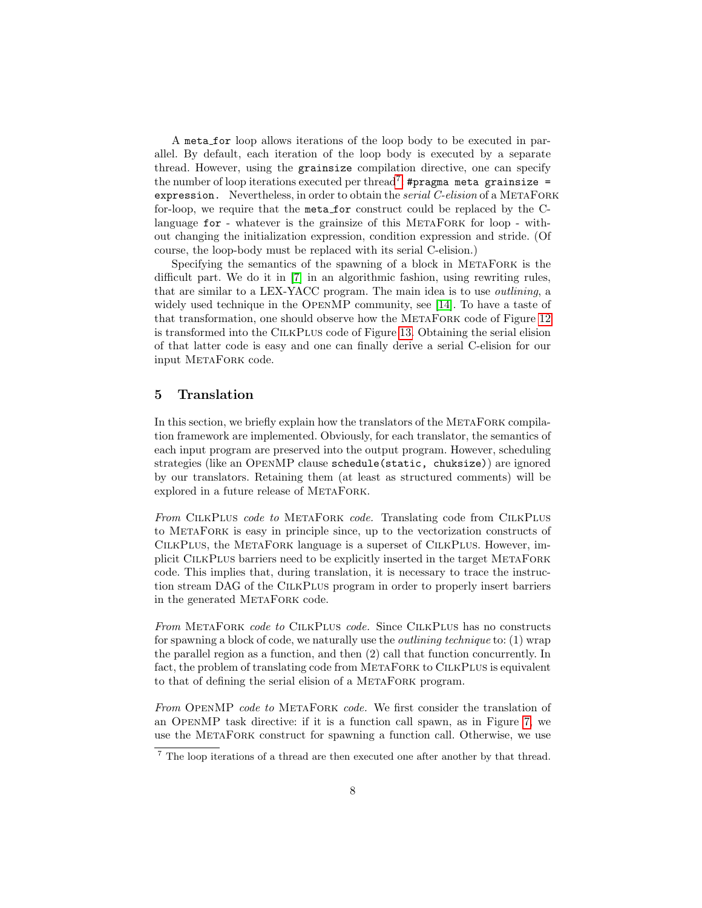A `meta_for` loop allows iterations of the loop body to be executed in parallel. By default, each iteration of the loop body is executed by a separate thread. However, using the `grainsize` compilation directive, one can specify the number of loop iterations executed per thread[7] `#pragma meta grainsize = expression`. Nevertheless, in order to obtain the *serial C-elision* of a MetaFork for-loop, we require that the `meta_for` construct could be replaced by the C-language `for` - whatever is the grainsize of this MetaFork for loop - without changing the initialization expression, condition expression and stride. (Of course, the loop-body must be replaced with its serial C-elision.)

Specifying the semantics of the spawning of a block in MetaFork is the difficult part. We do it in [7] in an algorithmic fashion, using rewriting rules, that are similar to a LEX-YACC program. The main idea is to use *outlining*, a widely used technique in the OpenMP community, see [14]. To have a taste of that transformation, one should observe how the MetaFork code of Figure 12 is transformed into the CilkPlus code of Figure 13. Obtaining the serial elision of that latter code is easy and one can finally derive a serial C-elision for our input MetaFork code.

## 5 Translation

In this section, we briefly explain how the translators of the MetaFork compilation framework are implemented. Obviously, for each translator, the semantics of each input program are preserved into the output program. However, scheduling strategies (like an OpenMP clause `schedule(static, chuksize)`) are ignored by our translators. Retaining them (at least as structured comments) will be explored in a future release of MetaFork.

*From* CilkPlus *code to* MetaFork *code.* Translating code from CilkPlus to MetaFork is easy in principle since, up to the vectorization constructs of CilkPlus, the MetaFork language is a superset of CilkPlus. However, implicit CilkPlus barriers need to be explicitly inserted in the target MetaFork code. This implies that, during translation, it is necessary to trace the instruction stream DAG of the CilkPlus program in order to properly insert barriers in the generated MetaFork code.

*From* MetaFork *code to* CilkPlus *code.* Since CilkPlus has no constructs for spawning a block of code, we naturally use the *outlining technique* to: (1) wrap the parallel region as a function, and then (2) call that function concurrently. In fact, the problem of translating code from MetaFork to CilkPlus is equivalent to that of defining the serial elision of a MetaFork program.

*From* OpenMP *code to* MetaFork *code.* We first consider the translation of an OpenMP task directive: if it is a function call spawn, as in Figure 7, we use the MetaFork construct for spawning a function call. Otherwise, we use

[7] The loop iterations of a thread are then executed one after another by that thread.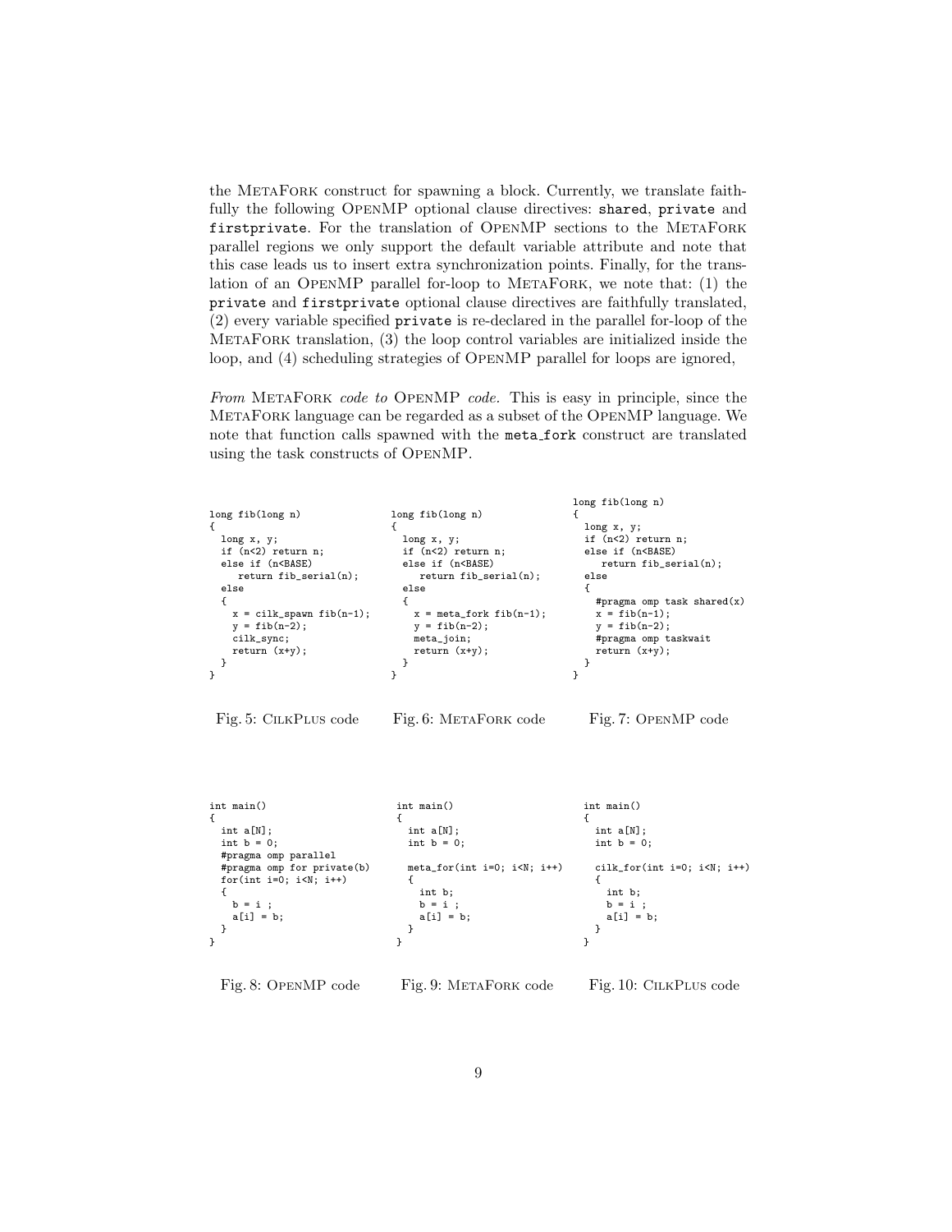the MetaFork construct for spawning a block. Currently, we translate faithfully the following OpenMP optional clause directives: `shared`, `private` and `firstprivate`. For the translation of OpenMP sections to the MetaFork parallel regions we only support the default variable attribute and note that this case leads us to insert extra synchronization points. Finally, for the translation of an OpenMP parallel for-loop to MetaFork, we note that: (1) the `private` and `firstprivate` optional clause directives are faithfully translated, (2) every variable specified `private` is re-declared in the parallel for-loop of the MetaFork translation, (3) the loop control variables are initialized inside the loop, and (4) scheduling strategies of OpenMP parallel for loops are ignored,

*From* MetaFork *code to* OpenMP *code.* This is easy in principle, since the MetaFork language can be regarded as a subset of the OpenMP language. We note that function calls spawned with the `meta_fork` construct are translated using the task constructs of OpenMP.

```
long fib(long n)
{
  long x, y;
  if (n<2) return n;
  else if (n<BASE)
     return fib_serial(n);
  else
  {
    x = cilk_spawn fib(n-1);
    y = fib(n-2);
    cilk_sync;
    return (x+y);
  }
}
```

Fig. 5: CilkPlus code

```
long fib(long n)
{
  long x, y;
  if (n<2) return n;
  else if (n<BASE)
     return fib_serial(n);
  else
  {
    x = meta_fork fib(n-1);
    y = fib(n-2);
    meta_join;
    return (x+y);
  }
}
```

Fig. 6: MetaFork code

```
long fib(long n)
{
  long x, y;
  if (n<2) return n;
  else if (n<BASE)
     return fib_serial(n);
  else
  {
    #pragma omp task shared(x)
    x = fib(n-1);
    y = fib(n-2);
    #pragma omp taskwait
    return (x+y);
  }
}
```

Fig. 7: OpenMP code

```
int main()
{
  int a[N];
  int b = 0;
  #pragma omp parallel
  #pragma omp for private(b)
  for(int i=0; i<N; i++)
  {
    b = i ;
    a[i] = b;
  }
}
```

Fig. 8: OpenMP code

```
int main()
{
  int a[N];
  int b = 0;

  meta_for(int i=0; i<N; i++)
  {
    int b;
    b = i ;
    a[i] = b;
  }
}
```

Fig. 9: MetaFork code

```
int main()
{
  int a[N];
  int b = 0;

  cilk_for(int i=0; i<N; i++)
  {
    int b;
    b = i ;
    a[i] = b;
  }
}
```

Fig. 10: CilkPlus code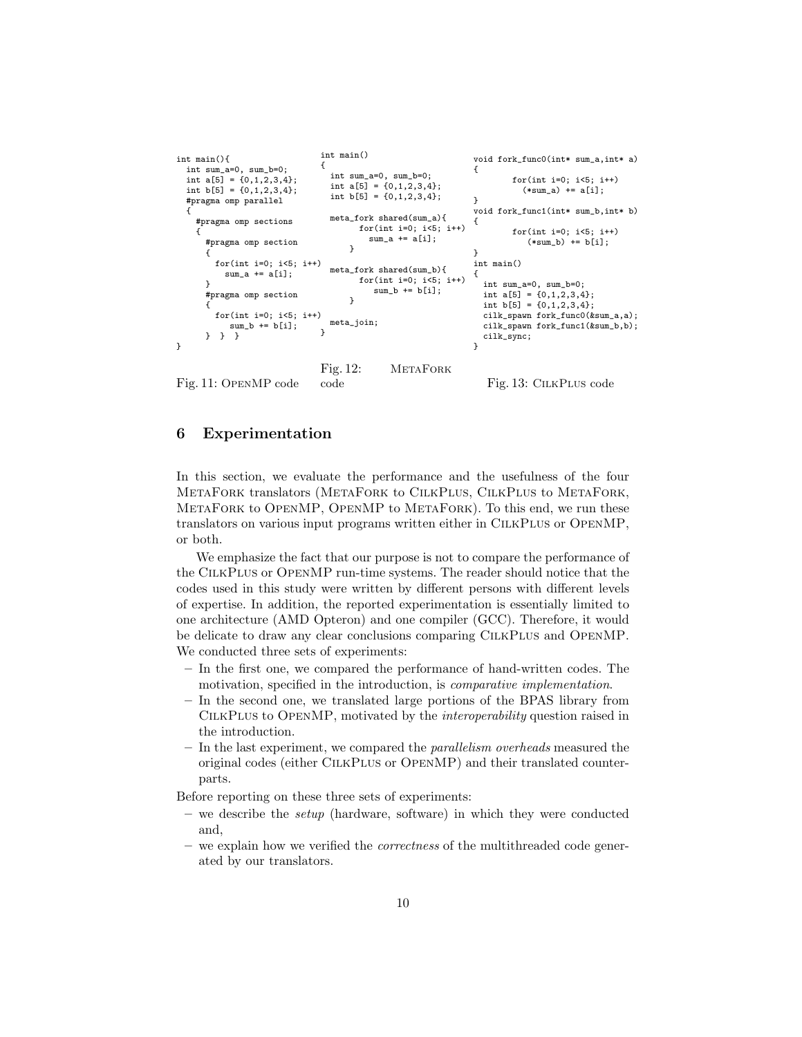```c
int main(){
  int sum_a=0, sum_b=0;
  int a[5] = {0,1,2,3,4};
  int b[5] = {0,1,2,3,4};
  #pragma omp parallel
  {
    #pragma omp sections
    {
      #pragma omp section
      {
        for(int i=0; i<5; i++)
          sum_a += a[i];
      }
      #pragma omp section
      {
        for(int i=0; i<5; i++)
            sum_b += b[i];
      }  }  }
}
```

Fig. 11: OpenMP code

```c
int main()
{
  int sum_a=0, sum_b=0;
  int a[5] = {0,1,2,3,4};
  int b[5] = {0,1,2,3,4};

  meta_fork shared(sum_a){
        for(int i=0; i<5; i++)
          sum_a += a[i];
      }

  meta_fork shared(sum_b){
        for(int i=0; i<5; i++)
           sum_b += b[i];
      }

  meta_join;
}
```

Fig. 12: MetaFork code

```c
void fork_func0(int* sum_a,int* a)
{
        for(int i=0; i<5; i++)
          (*sum_a) += a[i];
}
void fork_func1(int* sum_b,int* b)
{
        for(int i=0; i<5; i++)
           (*sum_b) += b[i];
}
int main()
{
  int sum_a=0, sum_b=0;
  int a[5] = {0,1,2,3,4};
  int b[5] = {0,1,2,3,4};
  cilk_spawn fork_func0(&sum_a,a);
  cilk_spawn fork_func1(&sum_b,b);
  cilk_sync;
}
```

Fig. 13: CilkPlus code

## 6 Experimentation

In this section, we evaluate the performance and the usefulness of the four MetaFork translators (MetaFork to CilkPlus, CilkPlus to MetaFork, MetaFork to OpenMP, OpenMP to MetaFork). To this end, we run these translators on various input programs written either in CilkPlus or OpenMP, or both.

We emphasize the fact that our purpose is not to compare the performance of the CilkPlus or OpenMP run-time systems. The reader should notice that the codes used in this study were written by different persons with different levels of expertise. In addition, the reported experimentation is essentially limited to one architecture (AMD Opteron) and one compiler (GCC). Therefore, it would be delicate to draw any clear conclusions comparing CilkPlus and OpenMP. We conducted three sets of experiments:

- In the first one, we compared the performance of hand-written codes. The motivation, specified in the introduction, is *comparative implementation*.
- In the second one, we translated large portions of the BPAS library from CilkPlus to OpenMP, motivated by the *interoperability* question raised in the introduction.
- In the last experiment, we compared the *parallelism overheads* measured the original codes (either CilkPlus or OpenMP) and their translated counterparts.

Before reporting on these three sets of experiments:

- we describe the *setup* (hardware, software) in which they were conducted and,
- we explain how we verified the *correctness* of the multithreaded code generated by our translators.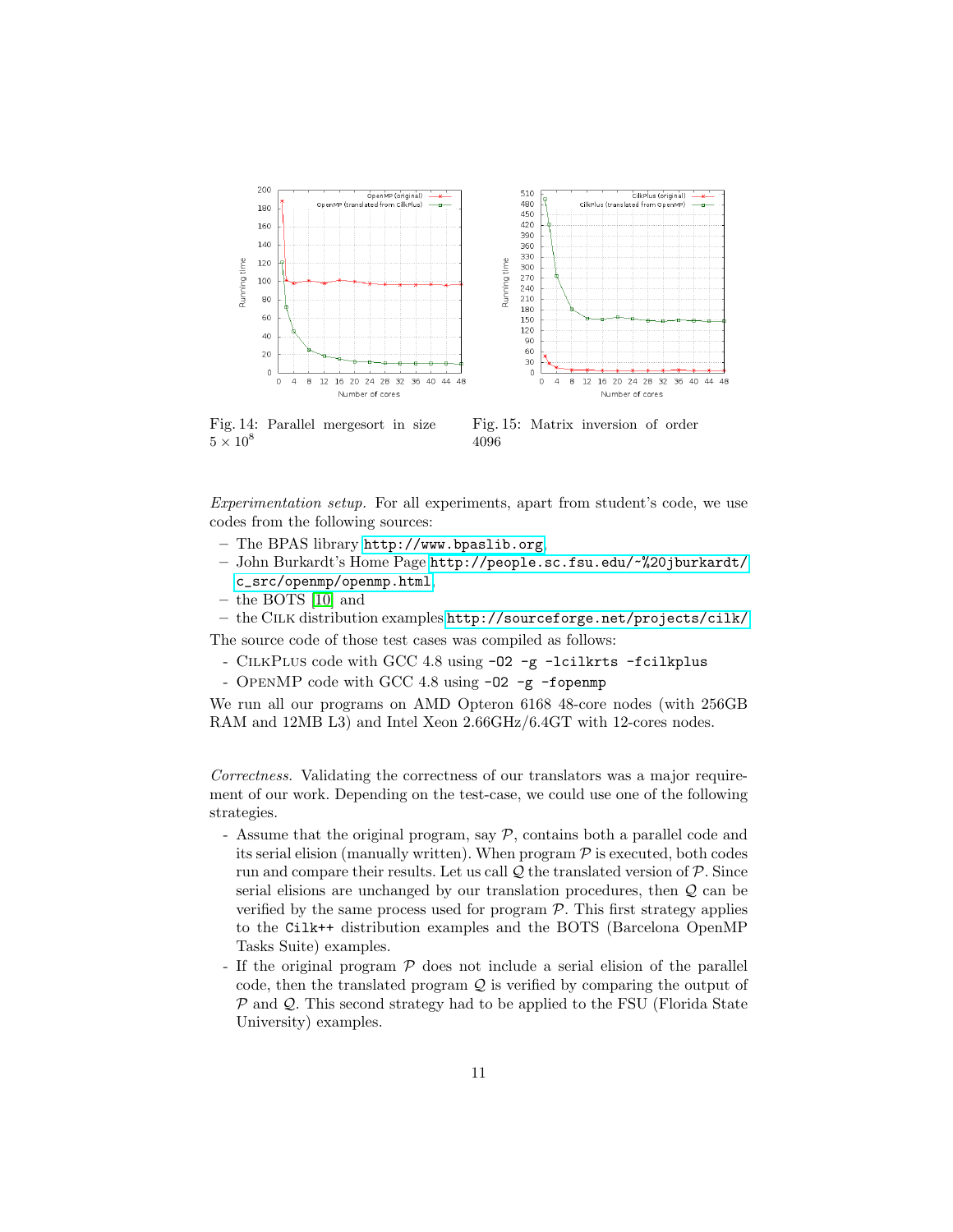Fig. 14: Parallel mergesort in size $5 \times 10^8$

Fig. 15: Matrix inversion of order 4096

*Experimentation setup.* For all experiments, apart from student's code, we use codes from the following sources:

- The BPAS library http://www.bpaslib.org,
- John Burkardt's Home Page http://people.sc.fsu.edu/~%20jburkardt/c_src/openmp/openmp.html,
- the BOTS [10] and
- the Cilk distribution examples http://sourceforge.net/projects/cilk/

The source code of those test cases was compiled as follows:

- CilkPlus code with GCC 4.8 using `-O2 -g -lcilkrts -fcilkplus`
- OpenMP code with GCC 4.8 using `-O2 -g -fopenmp`

We run all our programs on AMD Opteron 6168 48-core nodes (with 256GB RAM and 12MB L3) and Intel Xeon 2.66GHz/6.4GT with 12-cores nodes.

*Correctness.* Validating the correctness of our translators was a major requirement of our work. Depending on the test-case, we could use one of the following strategies.

- Assume that the original program, say $\mathcal{P}$, contains both a parallel code and its serial elision (manually written). When program $\mathcal{P}$ is executed, both codes run and compare their results. Let us call $\mathcal{Q}$ the translated version of $\mathcal{P}$. Since serial elisions are unchanged by our translation procedures, then $\mathcal{Q}$ can be verified by the same process used for program $\mathcal{P}$. This first strategy applies to the `Cilk++` distribution examples and the BOTS (Barcelona OpenMP Tasks Suite) examples.
- If the original program $\mathcal{P}$ does not include a serial elision of the parallel code, then the translated program $\mathcal{Q}$ is verified by comparing the output of $\mathcal{P}$ and $\mathcal{Q}$. This second strategy had to be applied to the FSU (Florida State University) examples.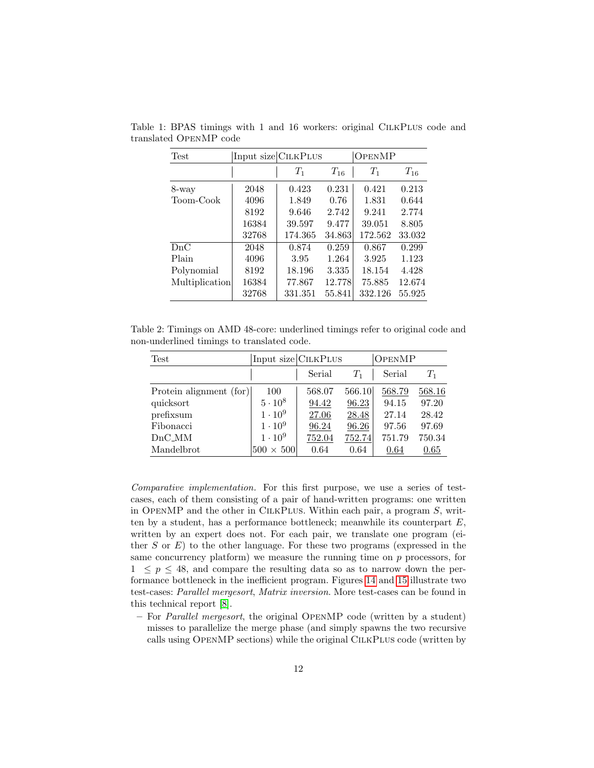Table 1: BPAS timings with 1 and 16 workers: original CilkPlus code and translated OpenMP code

| Test | Input size | CilkPlus | | OpenMP | |
|---|---|---|---|---|---|
| | | $T_1$ | $T_{16}$ | $T_1$ | $T_{16}$ |
| 8-way | 2048 | 0.423 | 0.231 | 0.421 | 0.213 |
| Toom-Cook | 4096 | 1.849 | 0.76 | 1.831 | 0.644 |
| | 8192 | 9.646 | 2.742 | 9.241 | 2.774 |
| | 16384 | 39.597 | 9.477 | 39.051 | 8.805 |
| | 32768 | 174.365 | 34.863 | 172.562 | 33.032 |
| DnC | 2048 | 0.874 | 0.259 | 0.867 | 0.299 |
| Plain | 4096 | 3.95 | 1.264 | 3.925 | 1.123 |
| Polynomial | 8192 | 18.196 | 3.335 | 18.154 | 4.428 |
| Multiplication | 16384 | 77.867 | 12.778 | 75.885 | 12.674 |
| | 32768 | 331.351 | 55.841 | 332.126 | 55.925 |

Table 2: Timings on AMD 48-core: underlined timings refer to original code and non-underlined timings to translated code.

| Test | Input size | CilkPlus | | OpenMP | |
|---|---|---|---|---|---|
| | | Serial | $T_1$ | Serial | $T_1$ |
| Protein alignment (for) | 100 | 568.07 | 566.10 | <u>568.79</u> | <u>568.16</u> |
| quicksort | $5 \cdot 10^8$ | <u>94.42</u> | <u>96.23</u> | 94.15 | 97.20 |
| prefixsum | $1 \cdot 10^9$ | <u>27.06</u> | <u>28.48</u> | 27.14 | 28.42 |
| Fibonacci | $1 \cdot 10^9$ | <u>96.24</u> | <u>96.26</u> | 97.56 | 97.69 |
| DnC_MM | $1 \cdot 10^9$ | <u>752.04</u> | <u>752.74</u> | 751.79 | 750.34 |
| Mandelbrot | $500 \times 500$ | 0.64 | 0.64 | <u>0.64</u> | <u>0.65</u> |

*Comparative implementation.* For this first purpose, we use a series of test-cases, each of them consisting of a pair of hand-written programs: one written in OpenMP and the other in CilkPlus. Within each pair, a program $S$, written by a student, has a performance bottleneck; meanwhile its counterpart $E$, written by an expert does not. For each pair, we translate one program (either $S$ or $E$) to the other language. For these two programs (expressed in the same concurrency platform) we measure the running time on $p$ processors, for $1 \leq p \leq 48$, and compare the resulting data so as to narrow down the performance bottleneck in the inefficient program. Figures 14 and 15 illustrate two test-cases: *Parallel mergesort*, *Matrix inversion*. More test-cases can be found in this technical report [8].

- For *Parallel mergesort*, the original OpenMP code (written by a student) misses to parallelize the merge phase (and simply spawns the two recursive calls using OpenMP sections) while the original CilkPlus code (written by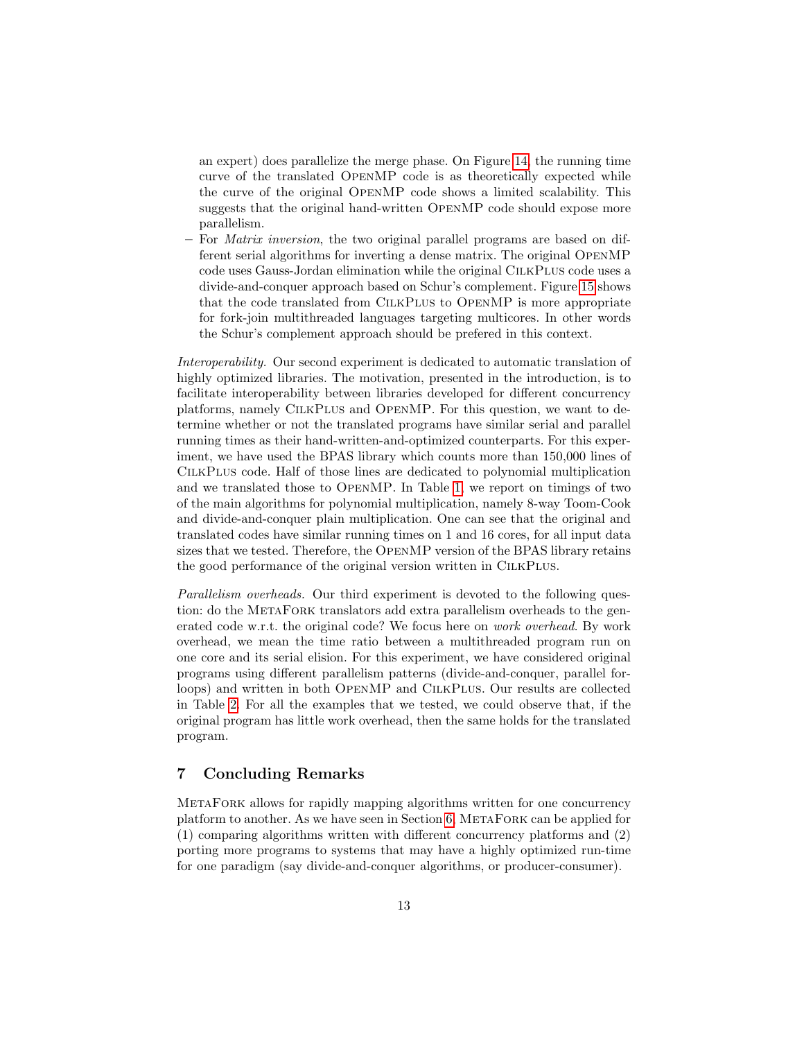an expert) does parallelize the merge phase. On Figure 14, the running time curve of the translated OpenMP code is as theoretically expected while the curve of the original OpenMP code shows a limited scalability. This suggests that the original hand-written OpenMP code should expose more parallelism.

– For *Matrix inversion*, the two original parallel programs are based on different serial algorithms for inverting a dense matrix. The original OpenMP code uses Gauss-Jordan elimination while the original CilkPlus code uses a divide-and-conquer approach based on Schur's complement. Figure 15 shows that the code translated from CilkPlus to OpenMP is more appropriate for fork-join multithreaded languages targeting multicores. In other words the Schur's complement approach should be prefered in this context.

*Interoperability.* Our second experiment is dedicated to automatic translation of highly optimized libraries. The motivation, presented in the introduction, is to facilitate interoperability between libraries developed for different concurrency platforms, namely CilkPlus and OpenMP. For this question, we want to determine whether or not the translated programs have similar serial and parallel running times as their hand-written-and-optimized counterparts. For this experiment, we have used the BPAS library which counts more than 150,000 lines of CilkPlus code. Half of those lines are dedicated to polynomial multiplication and we translated those to OpenMP. In Table 1, we report on timings of two of the main algorithms for polynomial multiplication, namely 8-way Toom-Cook and divide-and-conquer plain multiplication. One can see that the original and translated codes have similar running times on 1 and 16 cores, for all input data sizes that we tested. Therefore, the OpenMP version of the BPAS library retains the good performance of the original version written in CilkPlus.

*Parallelism overheads.* Our third experiment is devoted to the following question: do the MetaFork translators add extra parallelism overheads to the generated code w.r.t. the original code? We focus here on *work overhead*. By work overhead, we mean the time ratio between a multithreaded program run on one core and its serial elision. For this experiment, we have considered original programs using different parallelism patterns (divide-and-conquer, parallel for-loops) and written in both OpenMP and CilkPlus. Our results are collected in Table 2. For all the examples that we tested, we could observe that, if the original program has little work overhead, then the same holds for the translated program.

## 7 Concluding Remarks

MetaFork allows for rapidly mapping algorithms written for one concurrency platform to another. As we have seen in Section 6, MetaFork can be applied for (1) comparing algorithms written with different concurrency platforms and (2) porting more programs to systems that may have a highly optimized run-time for one paradigm (say divide-and-conquer algorithms, or producer-consumer).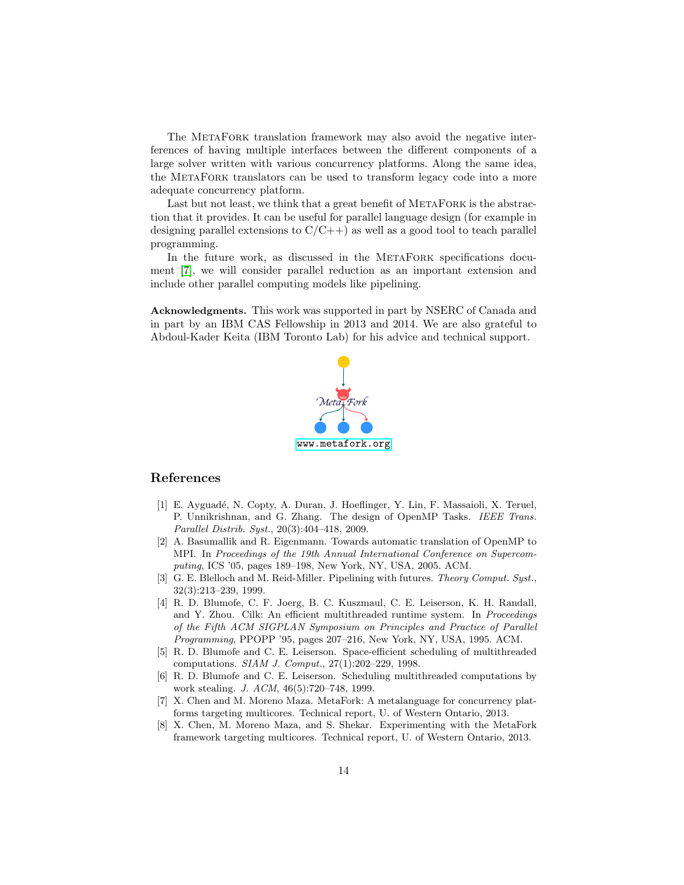The MetaFork translation framework may also avoid the negative interferences of having multiple interfaces between the different components of a large solver written with various concurrency platforms. Along the same idea, the MetaFork translators can be used to transform legacy code into a more adequate concurrency platform.

Last but not least, we think that a great benefit of MetaFork is the abstraction that it provides. It can be useful for parallel language design (for example in designing parallel extensions to C/C++) as well as a good tool to teach parallel programming.

In the future work, as discussed in the MetaFork specifications document [7], we will consider parallel reduction as an important extension and include other parallel computing models like pipelining.

**Acknowledgments.** This work was supported in part by NSERC of Canada and in part by an IBM CAS Fellowship in 2013 and 2014. We are also grateful to Abdoul-Kader Keita (IBM Toronto Lab) for his advice and technical support.

MetaFork

www.metafork.org

## References

1. E. Ayguadé, N. Copty, A. Duran, J. Hoeflinger, Y. Lin, F. Massaioli, X. Teruel, P. Unnikrishnan, and G. Zhang. The design of OpenMP Tasks. *IEEE Trans. Parallel Distrib. Syst.*, 20(3):404–418, 2009.
2. A. Basumallik and R. Eigenmann. Towards automatic translation of OpenMP to MPI. In *Proceedings of the 19th Annual International Conference on Supercomputing*, ICS '05, pages 189–198, New York, NY, USA, 2005. ACM.
3. G. E. Blelloch and M. Reid-Miller. Pipelining with futures. *Theory Comput. Syst.*, 32(3):213–239, 1999.
4. R. D. Blumofe, C. F. Joerg, B. C. Kuszmaul, C. E. Leiserson, K. H. Randall, and Y. Zhou. Cilk: An efficient multithreaded runtime system. In *Proceedings of the Fifth ACM SIGPLAN Symposium on Principles and Practice of Parallel Programming*, PPOPP '95, pages 207–216, New York, NY, USA, 1995. ACM.
5. R. D. Blumofe and C. E. Leiserson. Space-efficient scheduling of multithreaded computations. *SIAM J. Comput.*, 27(1):202–229, 1998.
6. R. D. Blumofe and C. E. Leiserson. Scheduling multithreaded computations by work stealing. *J. ACM*, 46(5):720–748, 1999.
7. X. Chen and M. Moreno Maza. MetaFork: A metalanguage for concurrency platforms targeting multicores. Technical report, U. of Western Ontario, 2013.
8. X. Chen, M. Moreno Maza, and S. Shekar. Experimenting with the MetaFork framework targeting multicores. Technical report, U. of Western Ontario, 2013.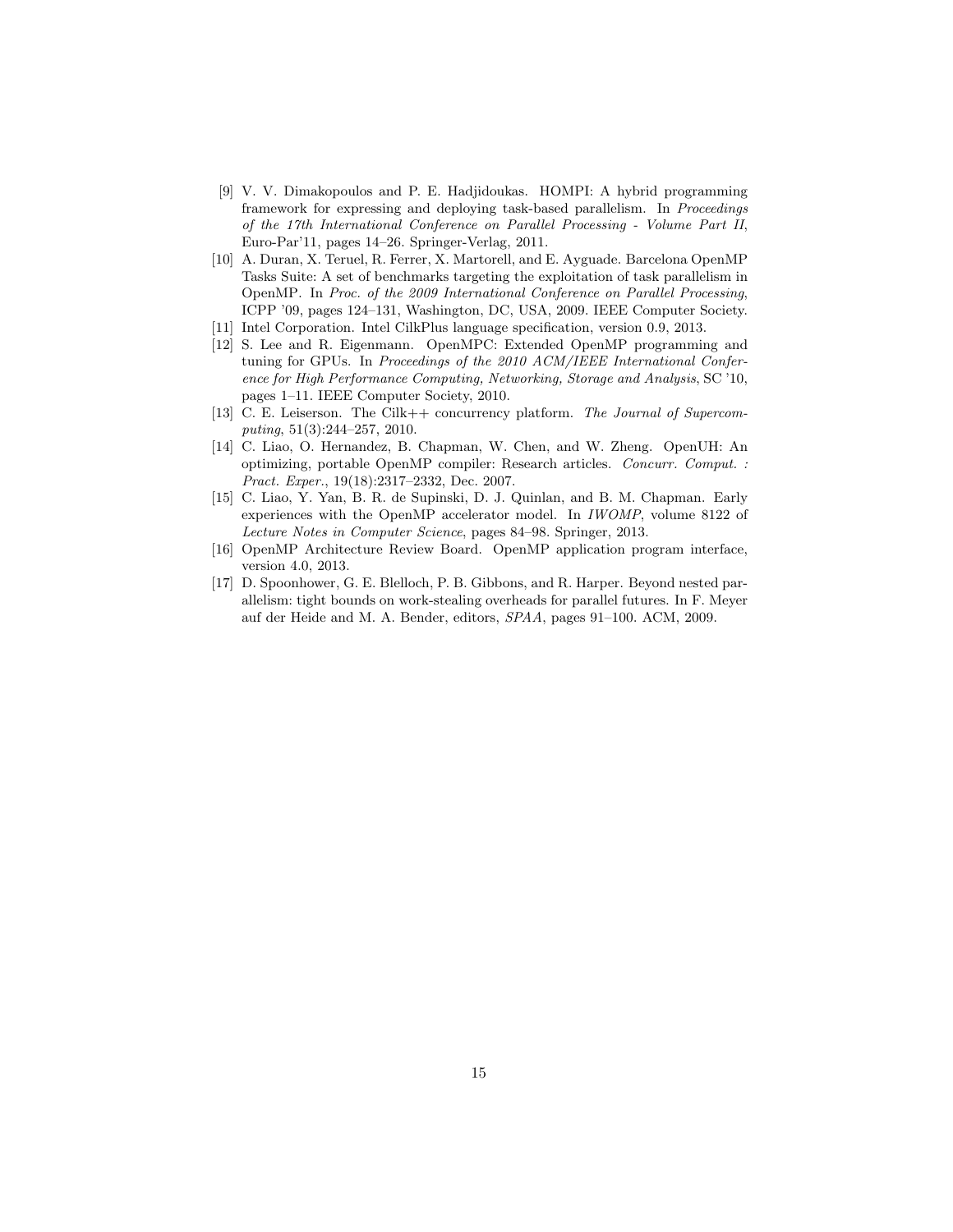[9] V. V. Dimakopoulos and P. E. Hadjidoukas. HOMPI: A hybrid programming framework for expressing and deploying task-based parallelism. In *Proceedings of the 17th International Conference on Parallel Processing - Volume Part II*, Euro-Par'11, pages 14–26. Springer-Verlag, 2011.

[10] A. Duran, X. Teruel, R. Ferrer, X. Martorell, and E. Ayguade. Barcelona OpenMP Tasks Suite: A set of benchmarks targeting the exploitation of task parallelism in OpenMP. In *Proc. of the 2009 International Conference on Parallel Processing*, ICPP '09, pages 124–131, Washington, DC, USA, 2009. IEEE Computer Society.

[11] Intel Corporation. Intel CilkPlus language specification, version 0.9, 2013.

[12] S. Lee and R. Eigenmann. OpenMPC: Extended OpenMP programming and tuning for GPUs. In *Proceedings of the 2010 ACM/IEEE International Conference for High Performance Computing, Networking, Storage and Analysis*, SC '10, pages 1–11. IEEE Computer Society, 2010.

[13] C. E. Leiserson. The Cilk++ concurrency platform. *The Journal of Supercomputing*, 51(3):244–257, 2010.

[14] C. Liao, O. Hernandez, B. Chapman, W. Chen, and W. Zheng. OpenUH: An optimizing, portable OpenMP compiler: Research articles. *Concurr. Comput. : Pract. Exper.*, 19(18):2317–2332, Dec. 2007.

[15] C. Liao, Y. Yan, B. R. de Supinski, D. J. Quinlan, and B. M. Chapman. Early experiences with the OpenMP accelerator model. In *IWOMP*, volume 8122 of *Lecture Notes in Computer Science*, pages 84–98. Springer, 2013.

[16] OpenMP Architecture Review Board. OpenMP application program interface, version 4.0, 2013.

[17] D. Spoonhower, G. E. Blelloch, P. B. Gibbons, and R. Harper. Beyond nested parallelism: tight bounds on work-stealing overheads for parallel futures. In F. Meyer auf der Heide and M. A. Bender, editors, *SPAA*, pages 91–100. ACM, 2009.